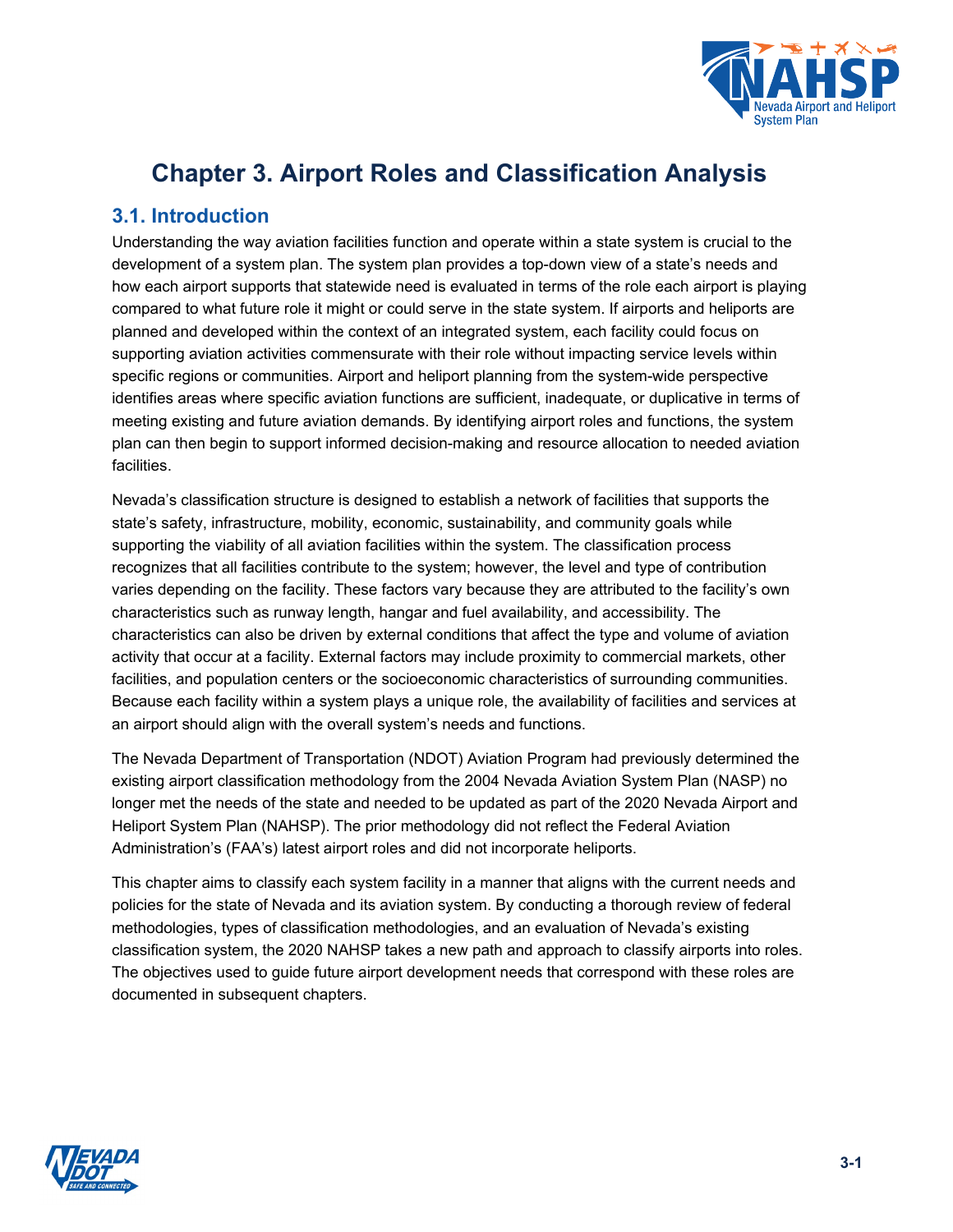# Chapter 3. Airport Roles and Classification Analysis

## 3.1. Introduction

Understanding the way aviation facilities function and operate within a state system is crucial to the development of a system plan. The system plan provides a top-down view of a state's needs and how each airport supports that statewide need is evaluated in terms of the role each airport is playing compared to what future role it might or could serve in the state system. If airports and heliports are planned and developed within the context of an integrated system, each facility could focus on supporting aviation activities commensurate with their role without impacting service levels within specific regions or communities. Airport and heliport planning from the system-wide perspective identifies areas where specific aviation functions are sufficient, inadequate, or duplicative in terms of meeting existing and future aviation demands. By identifying airport roles and functions, the system plan can then begin to support informed decision-making and resource allocation to needed aviation facilities.

Nevada's classification structure is designed to establish a network of facilities that supports the state's safety, infrastructure, mobility, economic, sustainability, and community goals while supporting the viability of all aviation facilities within the system. The classification process recognizes that all facilities contribute to the system; however, the level and type of contribution varies depending on the facility. These factors vary because they are attributed to the facility's own characteristics such as runway length, hangar and fuel availability, and accessibility. The characteristics can also be driven by external conditions that affect the type and volume of aviation activity that occur at a facility. External factors may include proximity to commercial markets, other facilities, and population centers or the socioeconomic characteristics of surrounding communities. Because each facility within a system plays a unique role, the availability of facilities and services at an airport should align with the overall system's needs and functions.

The Nevada Department of Transportation (NDOT) Aviation Program had previously determined the existing airport classification methodology from the 2004 Nevada Aviation System Plan (NASP) no longer met the needs of the state and needed to be updated as part of the 2020 Nevada Airport and Heliport System Plan (NAHSP). The prior methodology did not reflect the Federal Aviation Administration's (FAA's) latest airport roles and did not incorporate heliports.

This chapter aims to classify each system facility in a manner that aligns with the current needs and policies for the state of Nevada and its aviation system. By conducting a thorough review of federal methodologies, types of classification methodologies, and an evaluation of Nevada's existing classification system, the 2020 NAHSP takes a new path and approach to classify airports into roles. The objectives used to guide future airport development needs that correspond with these roles are documented in subsequent chapters.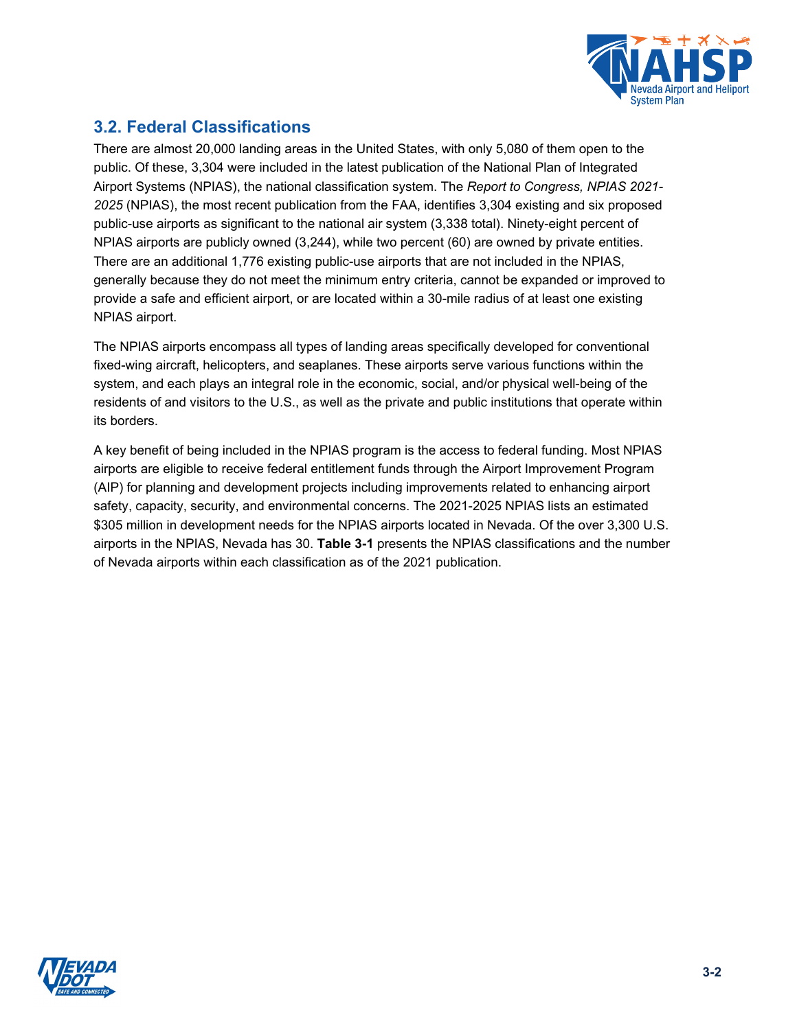## 3.2. Federal Classifications

There are almost 20,000 landing areas in the United States, with only 5,080 of them open to the public. Of these, 3,304 were included in the latest publication of the National Plan of Integrated Airport Systems (NPIAS), the national classification system. The *Report to Congress, NPIAS 2021-2025* (NPIAS), the most recent publication from the FAA, identifies 3,304 existing and six proposed public-use airports as significant to the national air system (3,338 total). Ninety-eight percent of NPIAS airports are publicly owned (3,244), while two percent (60) are owned by private entities. There are an additional 1,776 existing public-use airports that are not included in the NPIAS, generally because they do not meet the minimum entry criteria, cannot be expanded or improved to provide a safe and efficient airport, or are located within a 30-mile radius of at least one existing NPIAS airport.

The NPIAS airports encompass all types of landing areas specifically developed for conventional fixed-wing aircraft, helicopters, and seaplanes. These airports serve various functions within the system, and each plays an integral role in the economic, social, and/or physical well-being of the residents of and visitors to the U.S., as well as the private and public institutions that operate within its borders.

A key benefit of being included in the NPIAS program is the access to federal funding. Most NPIAS airports are eligible to receive federal entitlement funds through the Airport Improvement Program (AIP) for planning and development projects including improvements related to enhancing airport safety, capacity, security, and environmental concerns. The 2021-2025 NPIAS lists an estimated $305 million in development needs for the NPIAS airports located in Nevada. Of the over 3,300 U.S. airports in the NPIAS, Nevada has 30. **Table 3-1** presents the NPIAS classifications and the number of Nevada airports within each classification as of the 2021 publication.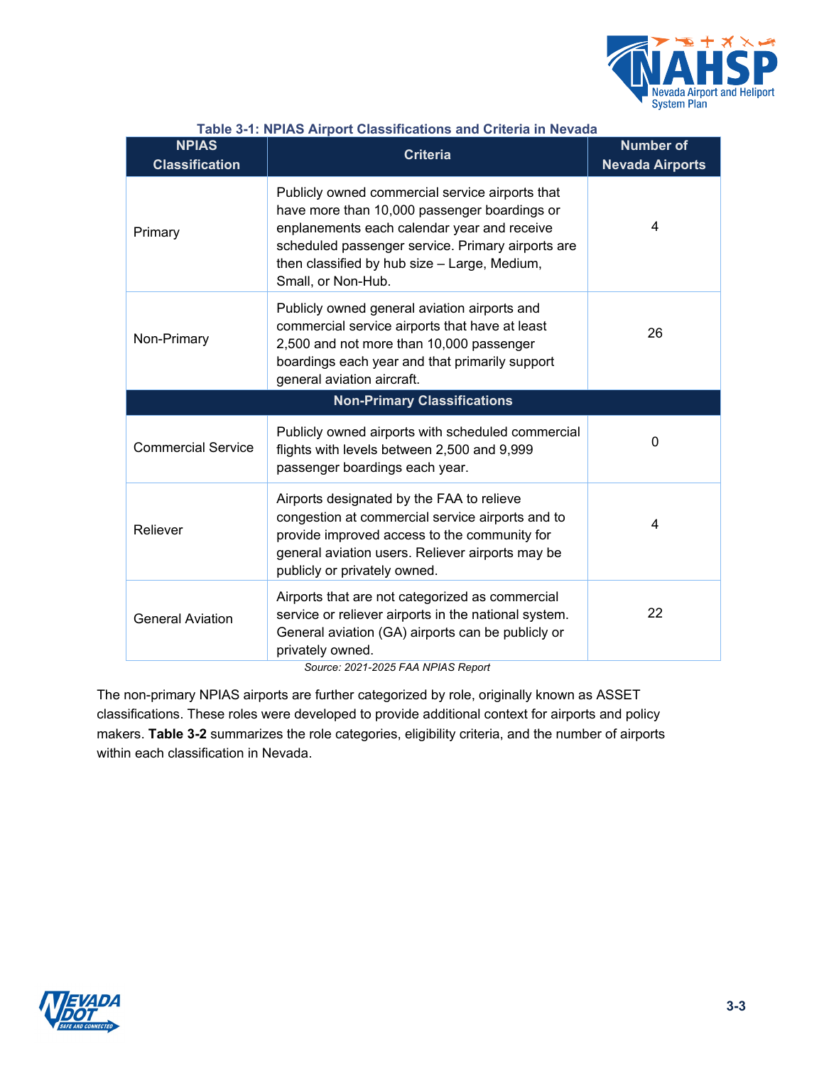**Table 3-1: NPIAS Airport Classifications and Criteria in Nevada**

| NPIAS Classification | Criteria | Number of Nevada Airports |
|---|---|---|
| Primary | Publicly owned commercial service airports that have more than 10,000 passenger boardings or enplanements each calendar year and receive scheduled passenger service. Primary airports are then classified by hub size – Large, Medium, Small, or Non-Hub. | 4 |
| Non-Primary | Publicly owned general aviation airports and commercial service airports that have at least 2,500 and not more than 10,000 passenger boardings each year and that primarily support general aviation aircraft. | 26 |
| **Non-Primary Classifications** | | |
| Commercial Service | Publicly owned airports with scheduled commercial flights with levels between 2,500 and 9,999 passenger boardings each year. | 0 |
| Reliever | Airports designated by the FAA to relieve congestion at commercial service airports and to provide improved access to the community for general aviation users. Reliever airports may be publicly or privately owned. | 4 |
| General Aviation | Airports that are not categorized as commercial service or reliever airports in the national system. General aviation (GA) airports can be publicly or privately owned. | 22 |

*Source: 2021-2025 FAA NPIAS Report*

The non-primary NPIAS airports are further categorized by role, originally known as ASSET classifications. These roles were developed to provide additional context for airports and policy makers. **Table 3-2** summarizes the role categories, eligibility criteria, and the number of airports within each classification in Nevada.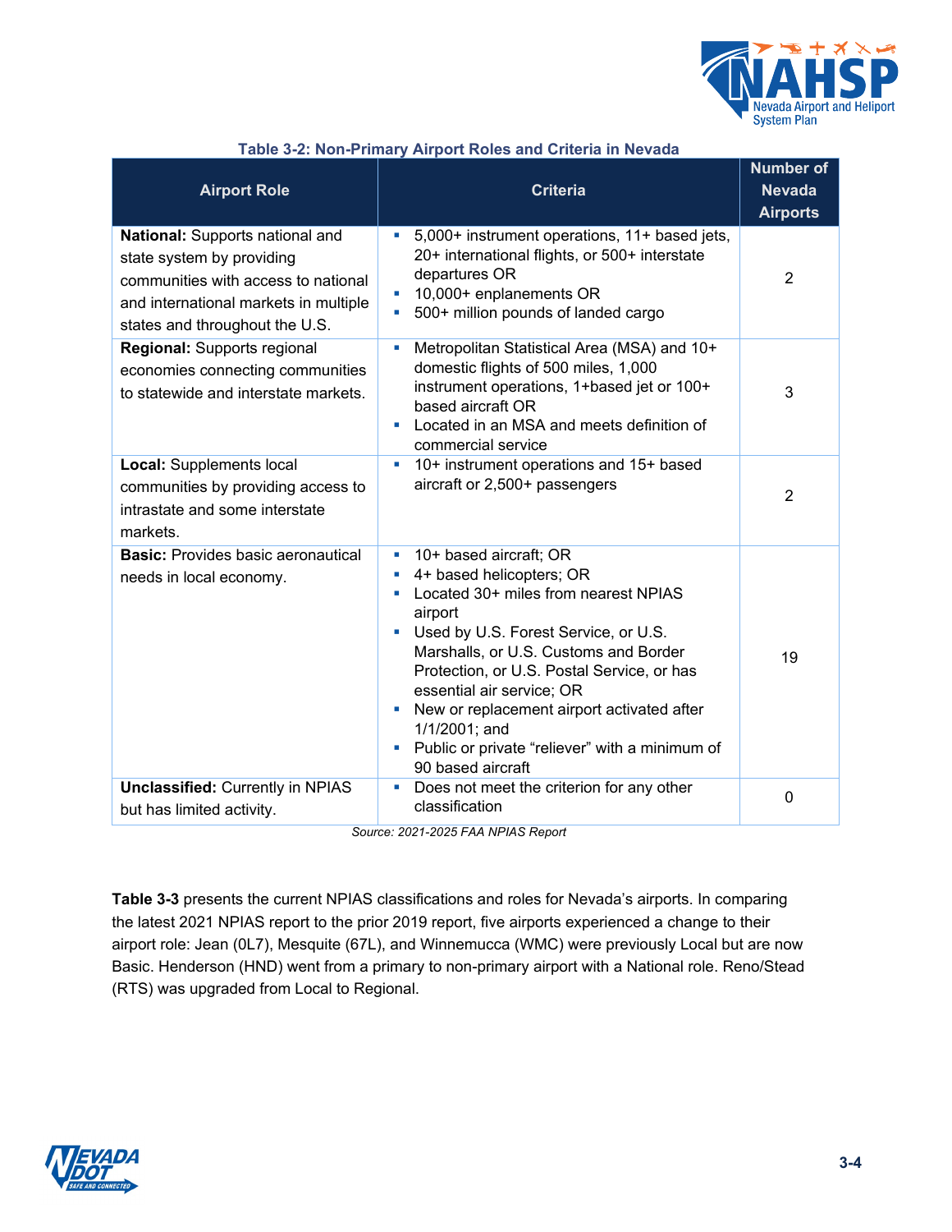**Table 3-2: Non-Primary Airport Roles and Criteria in Nevada**

| Airport Role | Criteria | Number of Nevada Airports |
|---|---|---|
| **National:** Supports national and state system by providing communities with access to national and international markets in multiple states and throughout the U.S. | ▪ 5,000+ instrument operations, 11+ based jets, 20+ international flights, or 500+ interstate departures OR<br>▪ 10,000+ enplanements OR<br>▪ 500+ million pounds of landed cargo | 2 |
| **Regional:** Supports regional economies connecting communities to statewide and interstate markets. | ▪ Metropolitan Statistical Area (MSA) and 10+ domestic flights of 500 miles, 1,000 instrument operations, 1+based jet or 100+ based aircraft OR<br>▪ Located in an MSA and meets definition of commercial service | 3 |
| **Local:** Supplements local communities by providing access to intrastate and some interstate markets. | ▪ 10+ instrument operations and 15+ based aircraft or 2,500+ passengers | 2 |
| **Basic:** Provides basic aeronautical needs in local economy. | ▪ 10+ based aircraft; OR<br>▪ 4+ based helicopters; OR<br>▪ Located 30+ miles from nearest NPIAS airport<br>▪ Used by U.S. Forest Service, or U.S. Marshalls, or U.S. Customs and Border Protection, or U.S. Postal Service, or has essential air service; OR<br>▪ New or replacement airport activated after 1/1/2001; and<br>▪ Public or private "reliever" with a minimum of 90 based aircraft | 19 |
| **Unclassified:** Currently in NPIAS but has limited activity. | ▪ Does not meet the criterion for any other classification | 0 |

*Source: 2021-2025 FAA NPIAS Report*

**Table 3-3** presents the current NPIAS classifications and roles for Nevada's airports. In comparing the latest 2021 NPIAS report to the prior 2019 report, five airports experienced a change to their airport role: Jean (0L7), Mesquite (67L), and Winnemucca (WMC) were previously Local but are now Basic. Henderson (HND) went from a primary to non-primary airport with a National role. Reno/Stead (RTS) was upgraded from Local to Regional.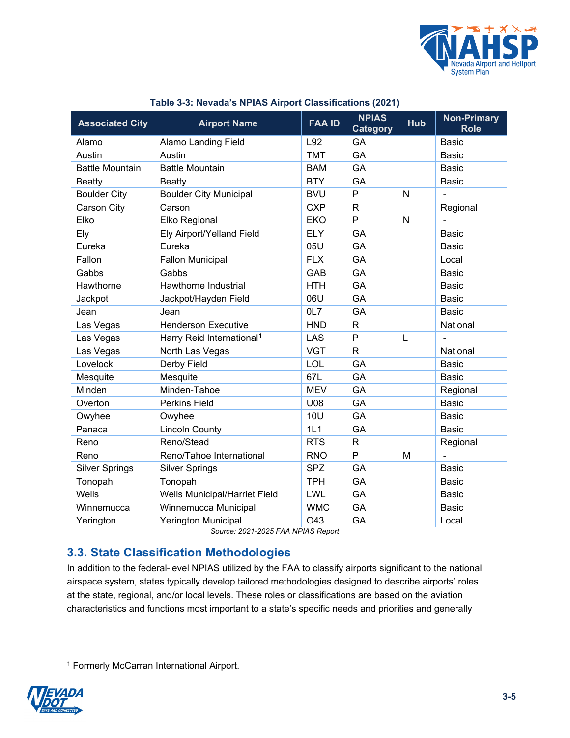**Table 3-3: Nevada's NPIAS Airport Classifications (2021)**

| Associated City | Airport Name | FAA ID | NPIAS Category | Hub | Non-Primary Role |
|---|---|---|---|---|---|
| Alamo | Alamo Landing Field | L92 | GA | | Basic |
| Austin | Austin | TMT | GA | | Basic |
| Battle Mountain | Battle Mountain | BAM | GA | | Basic |
| Beatty | Beatty | BTY | GA | | Basic |
| Boulder City | Boulder City Municipal | BVU | P | N | - |
| Carson City | Carson | CXP | R | | Regional |
| Elko | Elko Regional | EKO | P | N | - |
| Ely | Ely Airport/Yelland Field | ELY | GA | | Basic |
| Eureka | Eureka | 05U | GA | | Basic |
| Fallon | Fallon Municipal | FLX | GA | | Local |
| Gabbs | Gabbs | GAB | GA | | Basic |
| Hawthorne | Hawthorne Industrial | HTH | GA | | Basic |
| Jackpot | Jackpot/Hayden Field | 06U | GA | | Basic |
| Jean | Jean | 0L7 | GA | | Basic |
| Las Vegas | Henderson Executive | HND | R | | National |
| Las Vegas | Harry Reid International[1] | LAS | P | L | - |
| Las Vegas | North Las Vegas | VGT | R | | National |
| Lovelock | Derby Field | LOL | GA | | Basic |
| Mesquite | Mesquite | 67L | GA | | Basic |
| Minden | Minden-Tahoe | MEV | GA | | Regional |
| Overton | Perkins Field | U08 | GA | | Basic |
| Owyhee | Owyhee | 10U | GA | | Basic |
| Panaca | Lincoln County | 1L1 | GA | | Basic |
| Reno | Reno/Stead | RTS | R | | Regional |
| Reno | Reno/Tahoe International | RNO | P | M | - |
| Silver Springs | Silver Springs | SPZ | GA | | Basic |
| Tonopah | Tonopah | TPH | GA | | Basic |
| Wells | Wells Municipal/Harriet Field | LWL | GA | | Basic |
| Winnemucca | Winnemucca Municipal | WMC | GA | | Basic |
| Yerington | Yerington Municipal | O43 | GA | | Local |

*Source: 2021-2025 FAA NPIAS Report*

## 3.3. State Classification Methodologies

In addition to the federal-level NPIAS utilized by the FAA to classify airports significant to the national airspace system, states typically develop tailored methodologies designed to describe airports' roles at the state, regional, and/or local levels. These roles or classifications are based on the aviation characteristics and functions most important to a state's specific needs and priorities and generally

[1] Formerly McCarran International Airport.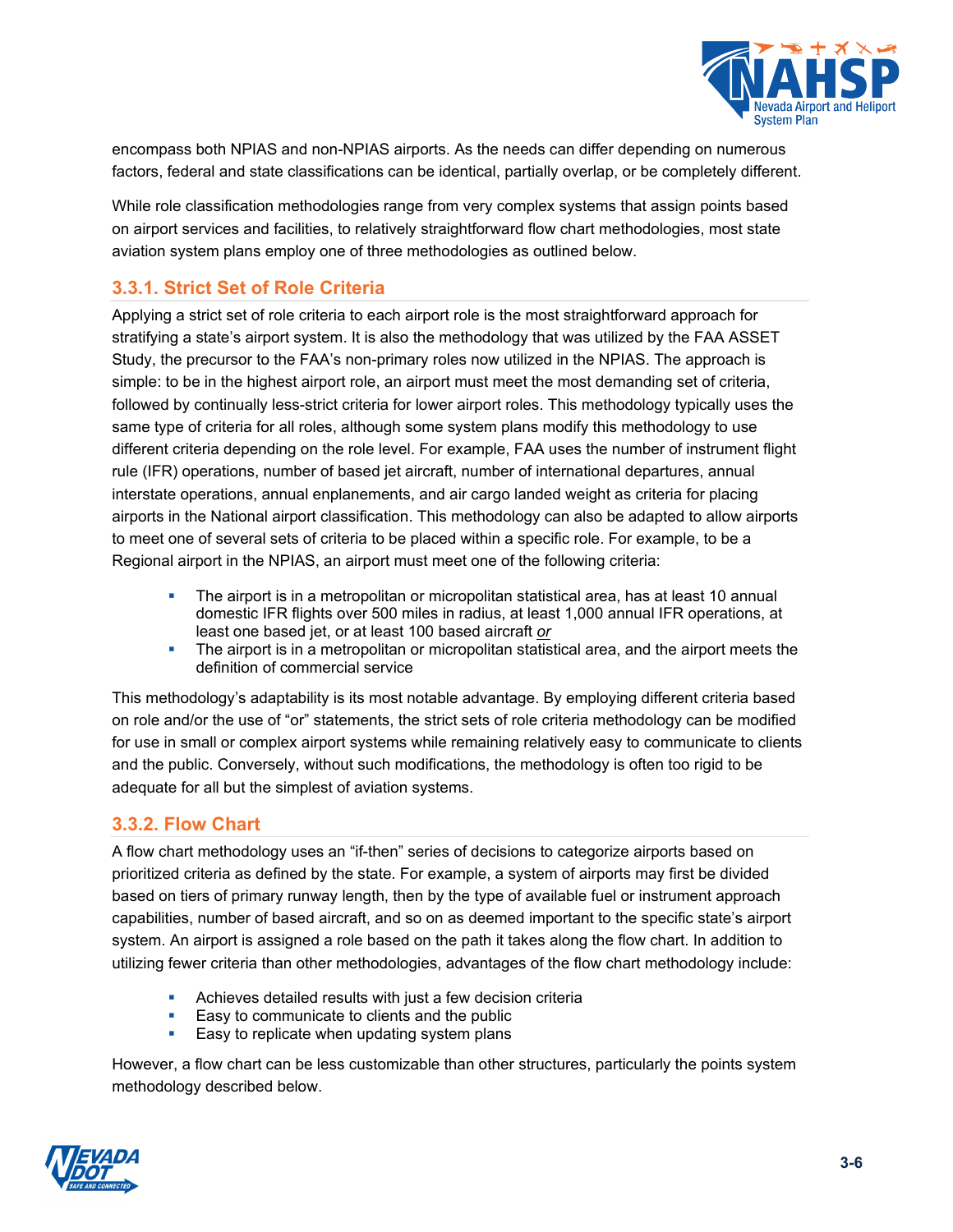encompass both NPIAS and non-NPIAS airports. As the needs can differ depending on numerous factors, federal and state classifications can be identical, partially overlap, or be completely different.

While role classification methodologies range from very complex systems that assign points based on airport services and facilities, to relatively straightforward flow chart methodologies, most state aviation system plans employ one of three methodologies as outlined below.

### 3.3.1. Strict Set of Role Criteria

Applying a strict set of role criteria to each airport role is the most straightforward approach for stratifying a state's airport system. It is also the methodology that was utilized by the FAA ASSET Study, the precursor to the FAA's non-primary roles now utilized in the NPIAS. The approach is simple: to be in the highest airport role, an airport must meet the most demanding set of criteria, followed by continually less-strict criteria for lower airport roles. This methodology typically uses the same type of criteria for all roles, although some system plans modify this methodology to use different criteria depending on the role level. For example, FAA uses the number of instrument flight rule (IFR) operations, number of based jet aircraft, number of international departures, annual interstate operations, annual enplanements, and air cargo landed weight as criteria for placing airports in the National airport classification. This methodology can also be adapted to allow airports to meet one of several sets of criteria to be placed within a specific role. For example, to be a Regional airport in the NPIAS, an airport must meet one of the following criteria:

- The airport is in a metropolitan or micropolitan statistical area, has at least 10 annual domestic IFR flights over 500 miles in radius, at least 1,000 annual IFR operations, at least one based jet, or at least 100 based aircraft *or*
- The airport is in a metropolitan or micropolitan statistical area, and the airport meets the definition of commercial service

This methodology's adaptability is its most notable advantage. By employing different criteria based on role and/or the use of "or" statements, the strict sets of role criteria methodology can be modified for use in small or complex airport systems while remaining relatively easy to communicate to clients and the public. Conversely, without such modifications, the methodology is often too rigid to be adequate for all but the simplest of aviation systems.

### 3.3.2. Flow Chart

A flow chart methodology uses an "if-then" series of decisions to categorize airports based on prioritized criteria as defined by the state. For example, a system of airports may first be divided based on tiers of primary runway length, then by the type of available fuel or instrument approach capabilities, number of based aircraft, and so on as deemed important to the specific state's airport system. An airport is assigned a role based on the path it takes along the flow chart. In addition to utilizing fewer criteria than other methodologies, advantages of the flow chart methodology include:

- Achieves detailed results with just a few decision criteria
- Easy to communicate to clients and the public
- Easy to replicate when updating system plans

However, a flow chart can be less customizable than other structures, particularly the points system methodology described below.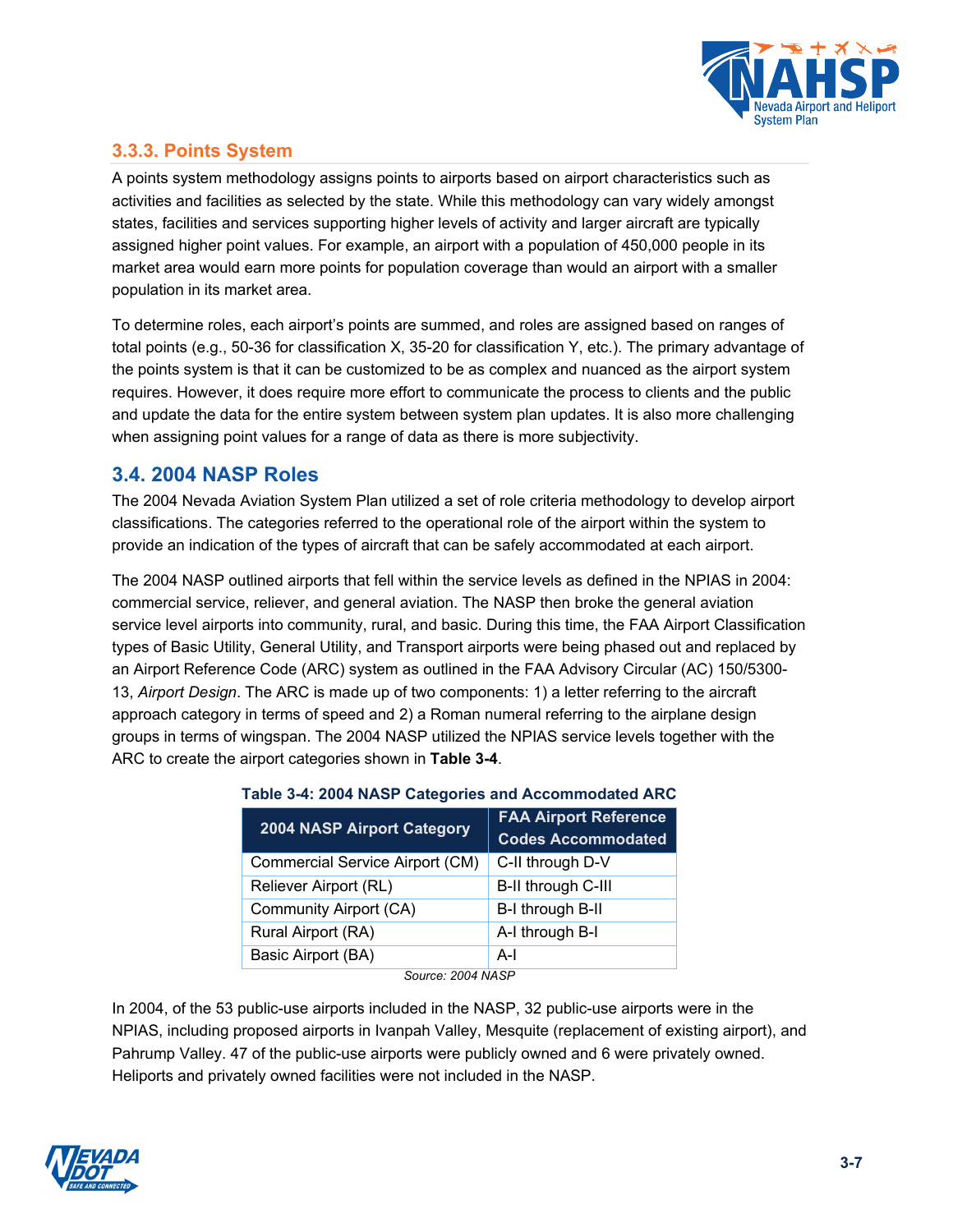### 3.3.3. Points System

A points system methodology assigns points to airports based on airport characteristics such as activities and facilities as selected by the state. While this methodology can vary widely amongst states, facilities and services supporting higher levels of activity and larger aircraft are typically assigned higher point values. For example, an airport with a population of 450,000 people in its market area would earn more points for population coverage than would an airport with a smaller population in its market area.

To determine roles, each airport's points are summed, and roles are assigned based on ranges of total points (e.g., 50-36 for classification X, 35-20 for classification Y, etc.). The primary advantage of the points system is that it can be customized to be as complex and nuanced as the airport system requires. However, it does require more effort to communicate the process to clients and the public and update the data for the entire system between system plan updates. It is also more challenging when assigning point values for a range of data as there is more subjectivity.

## 3.4. 2004 NASP Roles

The 2004 Nevada Aviation System Plan utilized a set of role criteria methodology to develop airport classifications. The categories referred to the operational role of the airport within the system to provide an indication of the types of aircraft that can be safely accommodated at each airport.

The 2004 NASP outlined airports that fell within the service levels as defined in the NPIAS in 2004: commercial service, reliever, and general aviation. The NASP then broke the general aviation service level airports into community, rural, and basic. During this time, the FAA Airport Classification types of Basic Utility, General Utility, and Transport airports were being phased out and replaced by an Airport Reference Code (ARC) system as outlined in the FAA Advisory Circular (AC) 150/5300-13, *Airport Design*. The ARC is made up of two components: 1) a letter referring to the aircraft approach category in terms of speed and 2) a Roman numeral referring to the airplane design groups in terms of wingspan. The 2004 NASP utilized the NPIAS service levels together with the ARC to create the airport categories shown in **Table 3-4**.

**Table 3-4: 2004 NASP Categories and Accommodated ARC**

| 2004 NASP Airport Category | FAA Airport Reference Codes Accommodated |
|---|---|
| Commercial Service Airport (CM) | C-II through D-V |
| Reliever Airport (RL) | B-II through C-III |
| Community Airport (CA) | B-I through B-II |
| Rural Airport (RA) | A-I through B-I |
| Basic Airport (BA) | A-I |

*Source: 2004 NASP*

In 2004, of the 53 public-use airports included in the NASP, 32 public-use airports were in the NPIAS, including proposed airports in Ivanpah Valley, Mesquite (replacement of existing airport), and Pahrump Valley. 47 of the public-use airports were publicly owned and 6 were privately owned. Heliports and privately owned facilities were not included in the NASP.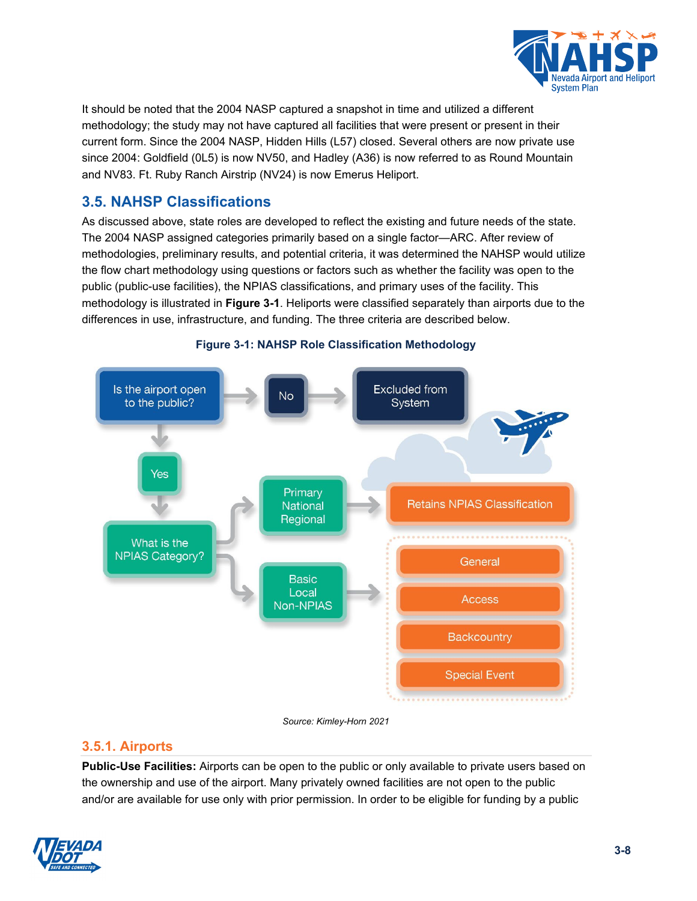It should be noted that the 2004 NASP captured a snapshot in time and utilized a different methodology; the study may not have captured all facilities that were present or present in their current form. Since the 2004 NASP, Hidden Hills (L57) closed. Several others are now private use since 2004: Goldfield (0L5) is now NV50, and Hadley (A36) is now referred to as Round Mountain and NV83. Ft. Ruby Ranch Airstrip (NV24) is now Emerus Heliport.

## 3.5. NAHSP Classifications

As discussed above, state roles are developed to reflect the existing and future needs of the state. The 2004 NASP assigned categories primarily based on a single factor—ARC. After review of methodologies, preliminary results, and potential criteria, it was determined the NAHSP would utilize the flow chart methodology using questions or factors such as whether the facility was open to the public (public-use facilities), the NPIAS classifications, and primary uses of the facility. This methodology is illustrated in **Figure 3-1**. Heliports were classified separately than airports due to the differences in use, infrastructure, and funding. The three criteria are described below.

**Figure 3-1: NAHSP Role Classification Methodology**

Is the airport open to the public? → No → Excluded from System

Is the airport open to the public? → Yes → What is the NPIAS Category?

- Primary / National / Regional → Retains NPIAS Classification
- Basic / Local / Non-NPIAS → General / Access / Backcountry / Special Event

*Source: Kimley-Horn 2021*

### 3.5.1. Airports

**Public-Use Facilities:** Airports can be open to the public or only available to private users based on the ownership and use of the airport. Many privately owned facilities are not open to the public and/or are available for use only with prior permission. In order to be eligible for funding by a public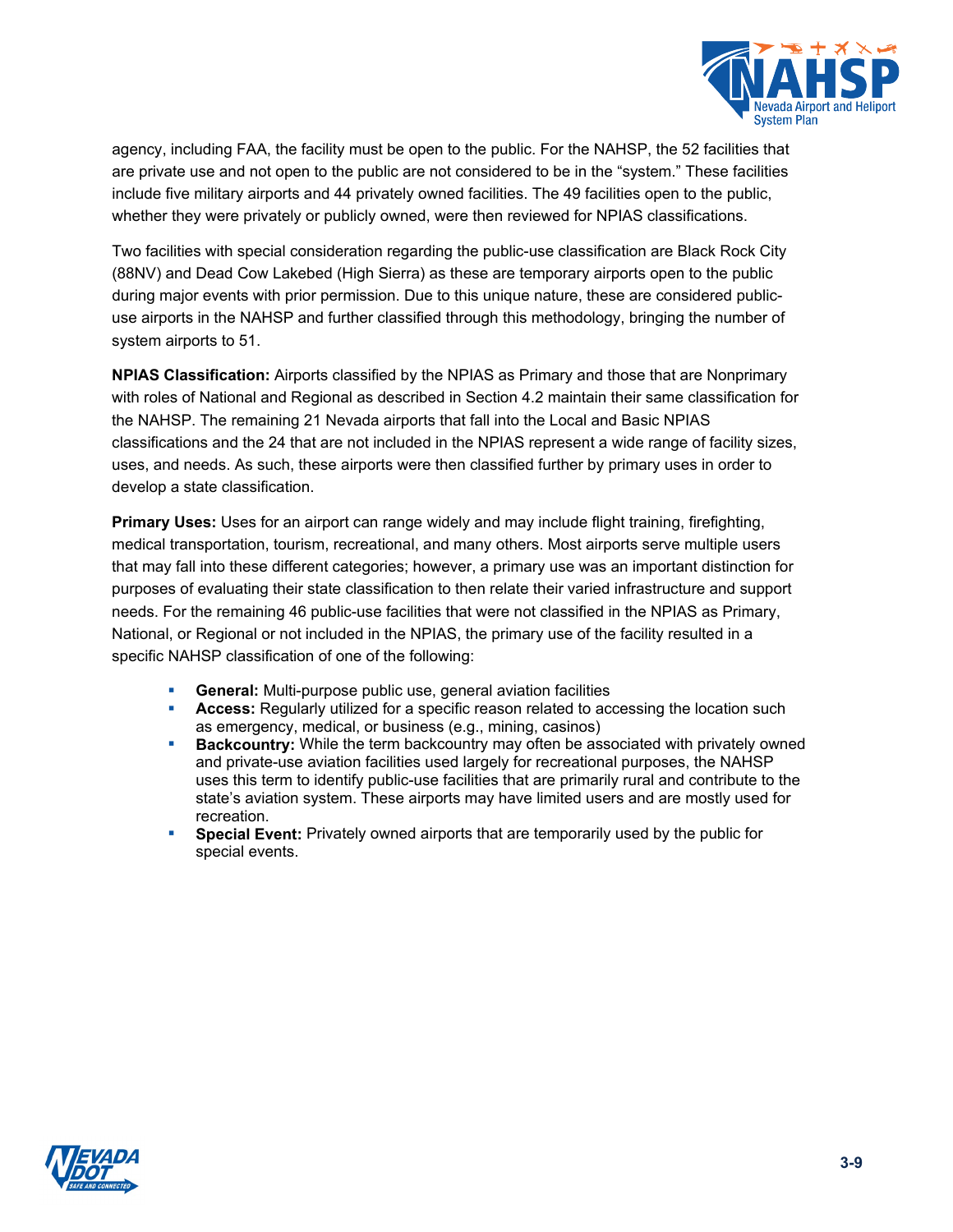agency, including FAA, the facility must be open to the public. For the NAHSP, the 52 facilities that are private use and not open to the public are not considered to be in the "system." These facilities include five military airports and 44 privately owned facilities. The 49 facilities open to the public, whether they were privately or publicly owned, were then reviewed for NPIAS classifications.

Two facilities with special consideration regarding the public-use classification are Black Rock City (88NV) and Dead Cow Lakebed (High Sierra) as these are temporary airports open to the public during major events with prior permission. Due to this unique nature, these are considered public-use airports in the NAHSP and further classified through this methodology, bringing the number of system airports to 51.

**NPIAS Classification:** Airports classified by the NPIAS as Primary and those that are Nonprimary with roles of National and Regional as described in Section 4.2 maintain their same classification for the NAHSP. The remaining 21 Nevada airports that fall into the Local and Basic NPIAS classifications and the 24 that are not included in the NPIAS represent a wide range of facility sizes, uses, and needs. As such, these airports were then classified further by primary uses in order to develop a state classification.

**Primary Uses:** Uses for an airport can range widely and may include flight training, firefighting, medical transportation, tourism, recreational, and many others. Most airports serve multiple users that may fall into these different categories; however, a primary use was an important distinction for purposes of evaluating their state classification to then relate their varied infrastructure and support needs. For the remaining 46 public-use facilities that were not classified in the NPIAS as Primary, National, or Regional or not included in the NPIAS, the primary use of the facility resulted in a specific NAHSP classification of one of the following:

- **General:** Multi-purpose public use, general aviation facilities
- **Access:** Regularly utilized for a specific reason related to accessing the location such as emergency, medical, or business (e.g., mining, casinos)
- **Backcountry:** While the term backcountry may often be associated with privately owned and private-use aviation facilities used largely for recreational purposes, the NAHSP uses this term to identify public-use facilities that are primarily rural and contribute to the state's aviation system. These airports may have limited users and are mostly used for recreation.
- **Special Event:** Privately owned airports that are temporarily used by the public for special events.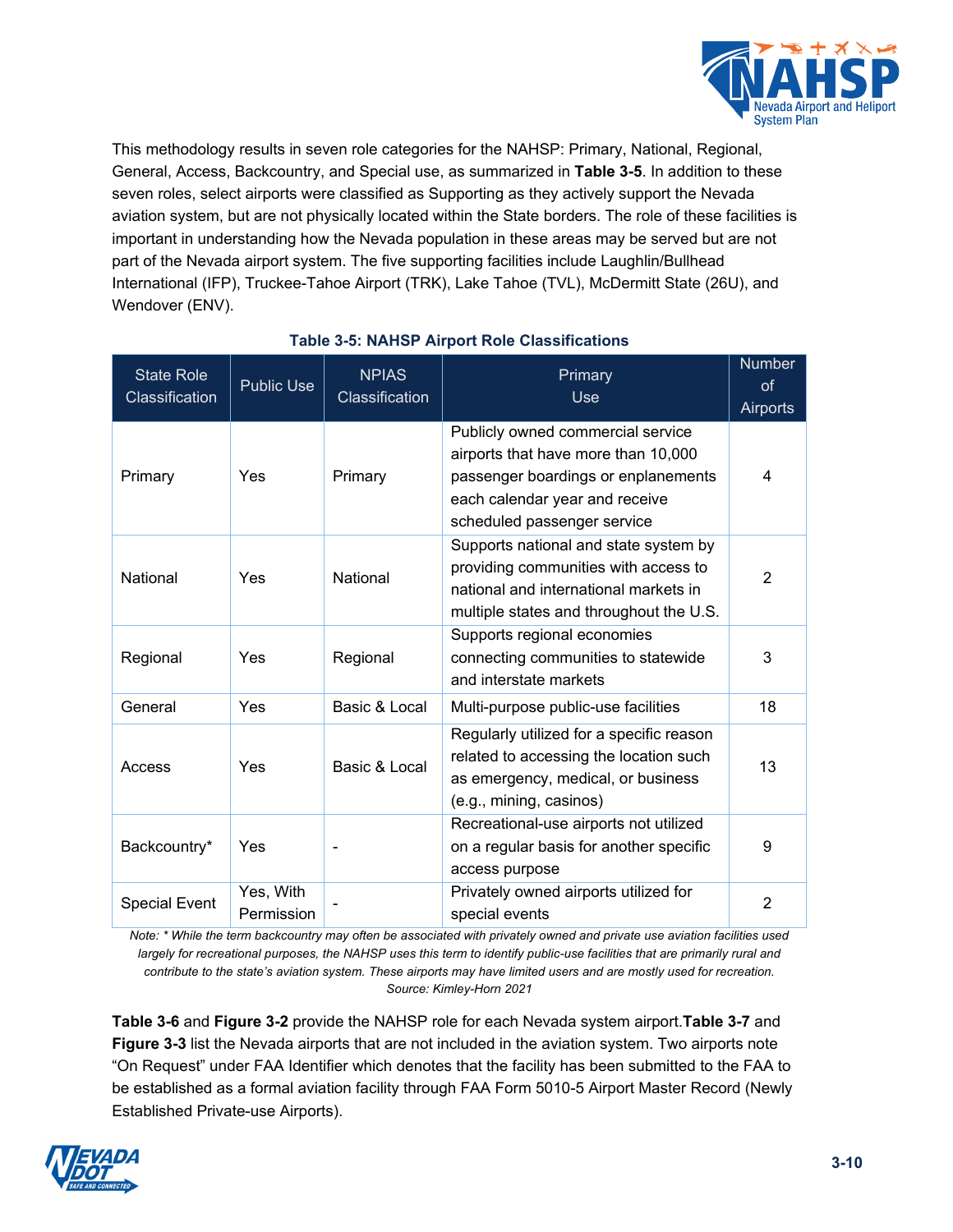This methodology results in seven role categories for the NAHSP: Primary, National, Regional, General, Access, Backcountry, and Special use, as summarized in **Table 3-5**. In addition to these seven roles, select airports were classified as Supporting as they actively support the Nevada aviation system, but are not physically located within the State borders. The role of these facilities is important in understanding how the Nevada population in these areas may be served but are not part of the Nevada airport system. The five supporting facilities include Laughlin/Bullhead International (IFP), Truckee-Tahoe Airport (TRK), Lake Tahoe (TVL), McDermitt State (26U), and Wendover (ENV).

**Table 3-5: NAHSP Airport Role Classifications**

| State Role Classification | Public Use | NPIAS Classification | Primary Use | Number of Airports |
|---|---|---|---|---|
| Primary | Yes | Primary | Publicly owned commercial service airports that have more than 10,000 passenger boardings or enplanements each calendar year and receive scheduled passenger service | 4 |
| National | Yes | National | Supports national and state system by providing communities with access to national and international markets in multiple states and throughout the U.S. | 2 |
| Regional | Yes | Regional | Supports regional economies connecting communities to statewide and interstate markets | 3 |
| General | Yes | Basic & Local | Multi-purpose public-use facilities | 18 |
| Access | Yes | Basic & Local | Regularly utilized for a specific reason related to accessing the location such as emergency, medical, or business (e.g., mining, casinos) | 13 |
| Backcountry* | Yes | - | Recreational-use airports not utilized on a regular basis for another specific access purpose | 9 |
| Special Event | Yes, With Permission | - | Privately owned airports utilized for special events | 2 |

*Note: * While the term backcountry may often be associated with privately owned and private use aviation facilities used largely for recreational purposes, the NAHSP uses this term to identify public-use facilities that are primarily rural and contribute to the state's aviation system. These airports may have limited users and are mostly used for recreation.*

*Source: Kimley-Horn 2021*

**Table 3-6** and **Figure 3-2** provide the NAHSP role for each Nevada system airport. **Table 3-7** and **Figure 3-3** list the Nevada airports that are not included in the aviation system. Two airports note "On Request" under FAA Identifier which denotes that the facility has been submitted to the FAA to be established as a formal aviation facility through FAA Form 5010-5 Airport Master Record (Newly Established Private-use Airports).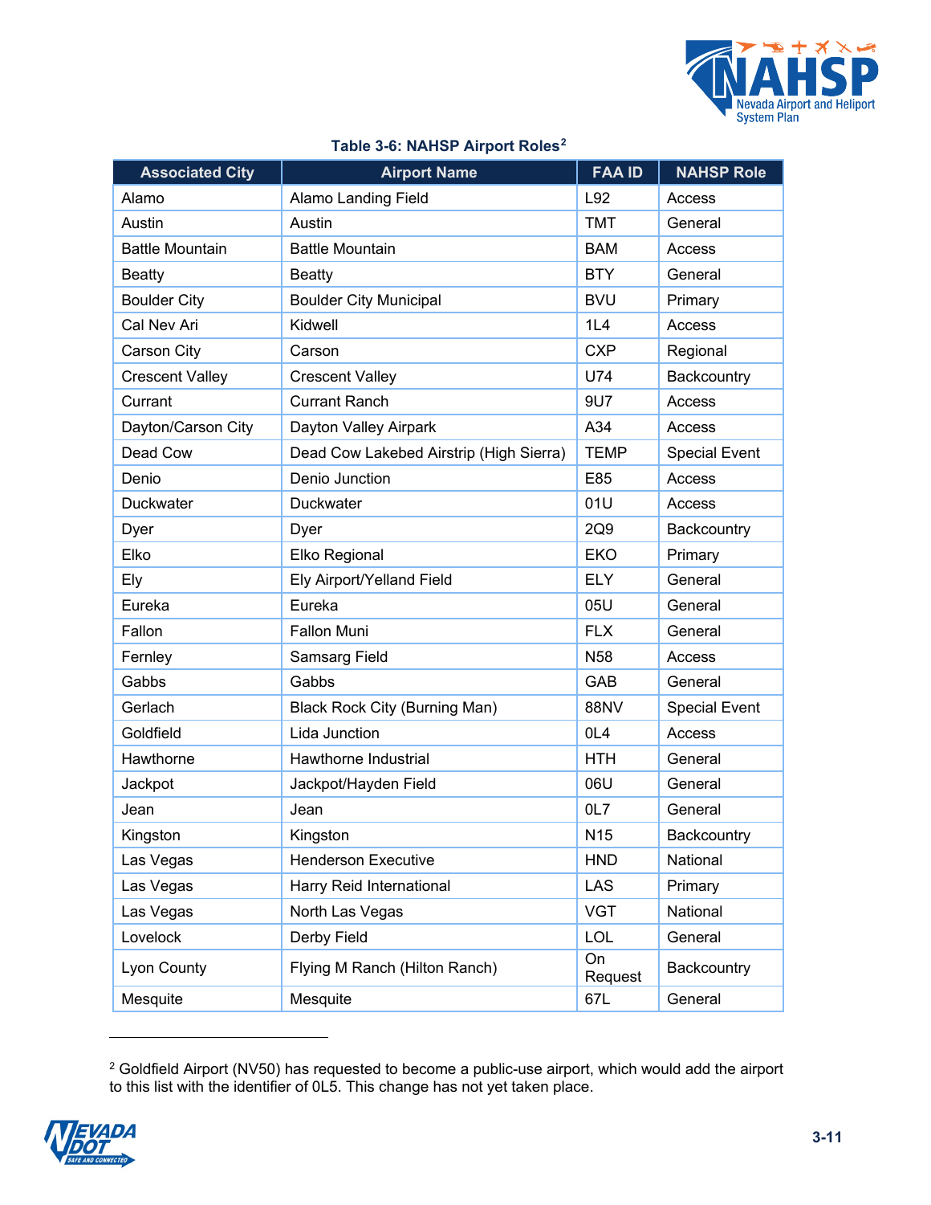**Table 3-6: NAHSP Airport Roles**[2]

| Associated City | Airport Name | FAA ID | NAHSP Role |
|---|---|---|---|
| Alamo | Alamo Landing Field | L92 | Access |
| Austin | Austin | TMT | General |
| Battle Mountain | Battle Mountain | BAM | Access |
| Beatty | Beatty | BTY | General |
| Boulder City | Boulder City Municipal | BVU | Primary |
| Cal Nev Ari | Kidwell | 1L4 | Access |
| Carson City | Carson | CXP | Regional |
| Crescent Valley | Crescent Valley | U74 | Backcountry |
| Currant | Currant Ranch | 9U7 | Access |
| Dayton/Carson City | Dayton Valley Airpark | A34 | Access |
| Dead Cow | Dead Cow Lakebed Airstrip (High Sierra) | TEMP | Special Event |
| Denio | Denio Junction | E85 | Access |
| Duckwater | Duckwater | 01U | Access |
| Dyer | Dyer | 2Q9 | Backcountry |
| Elko | Elko Regional | EKO | Primary |
| Ely | Ely Airport/Yelland Field | ELY | General |
| Eureka | Eureka | 05U | General |
| Fallon | Fallon Muni | FLX | General |
| Fernley | Samsarg Field | N58 | Access |
| Gabbs | Gabbs | GAB | General |
| Gerlach | Black Rock City (Burning Man) | 88NV | Special Event |
| Goldfield | Lida Junction | 0L4 | Access |
| Hawthorne | Hawthorne Industrial | HTH | General |
| Jackpot | Jackpot/Hayden Field | 06U | General |
| Jean | Jean | 0L7 | General |
| Kingston | Kingston | N15 | Backcountry |
| Las Vegas | Henderson Executive | HND | National |
| Las Vegas | Harry Reid International | LAS | Primary |
| Las Vegas | North Las Vegas | VGT | National |
| Lovelock | Derby Field | LOL | General |
| Lyon County | Flying M Ranch (Hilton Ranch) | On Request | Backcountry |
| Mesquite | Mesquite | 67L | General |

[2] Goldfield Airport (NV50) has requested to become a public-use airport, which would add the airport to this list with the identifier of 0L5. This change has not yet taken place.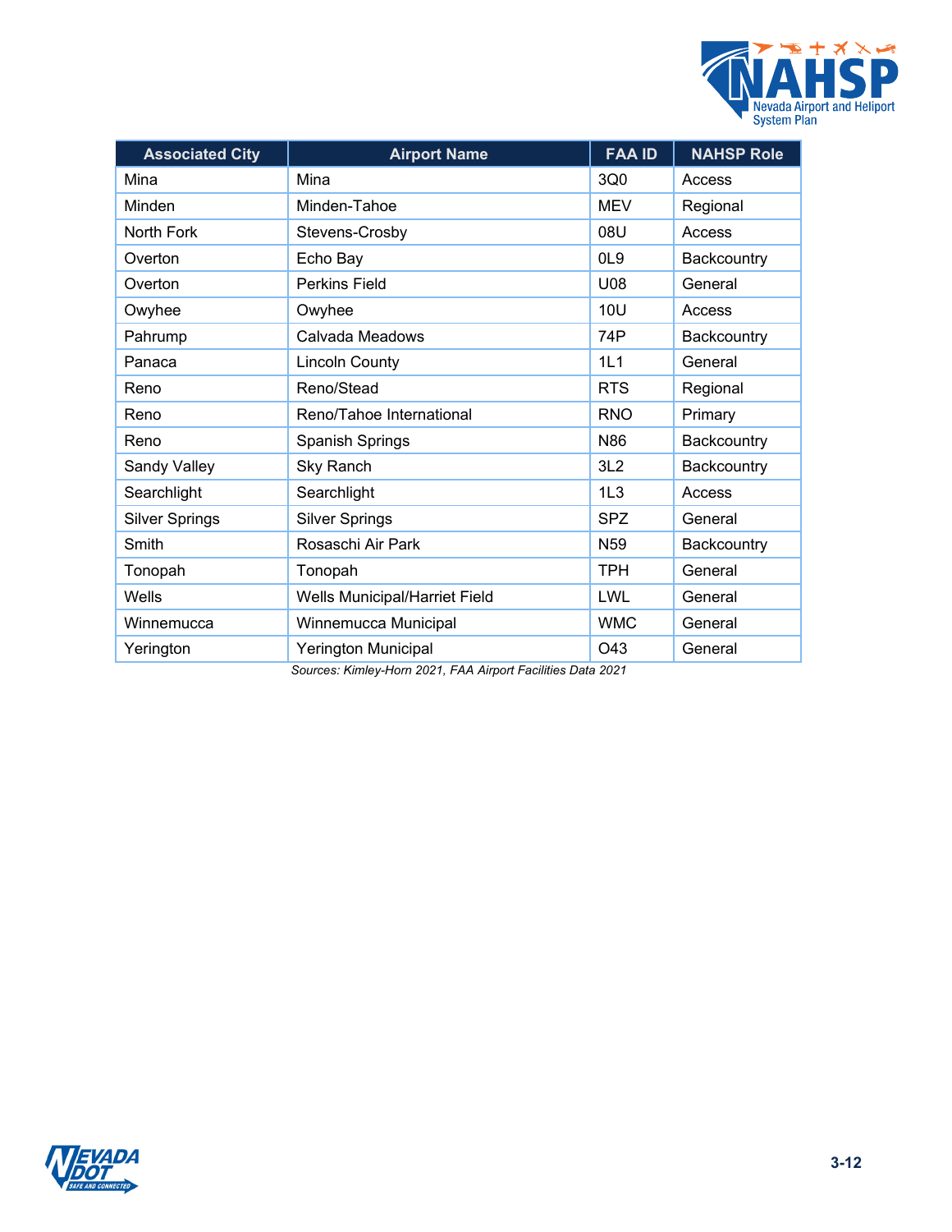| Associated City | Airport Name | FAA ID | NAHSP Role |
|---|---|---|---|
| Mina | Mina | 3Q0 | Access |
| Minden | Minden-Tahoe | MEV | Regional |
| North Fork | Stevens-Crosby | 08U | Access |
| Overton | Echo Bay | 0L9 | Backcountry |
| Overton | Perkins Field | U08 | General |
| Owyhee | Owyhee | 10U | Access |
| Pahrump | Calvada Meadows | 74P | Backcountry |
| Panaca | Lincoln County | 1L1 | General |
| Reno | Reno/Stead | RTS | Regional |
| Reno | Reno/Tahoe International | RNO | Primary |
| Reno | Spanish Springs | N86 | Backcountry |
| Sandy Valley | Sky Ranch | 3L2 | Backcountry |
| Searchlight | Searchlight | 1L3 | Access |
| Silver Springs | Silver Springs | SPZ | General |
| Smith | Rosaschi Air Park | N59 | Backcountry |
| Tonopah | Tonopah | TPH | General |
| Wells | Wells Municipal/Harriet Field | LWL | General |
| Winnemucca | Winnemucca Municipal | WMC | General |
| Yerington | Yerington Municipal | O43 | General |

*Sources: Kimley-Horn 2021, FAA Airport Facilities Data 2021*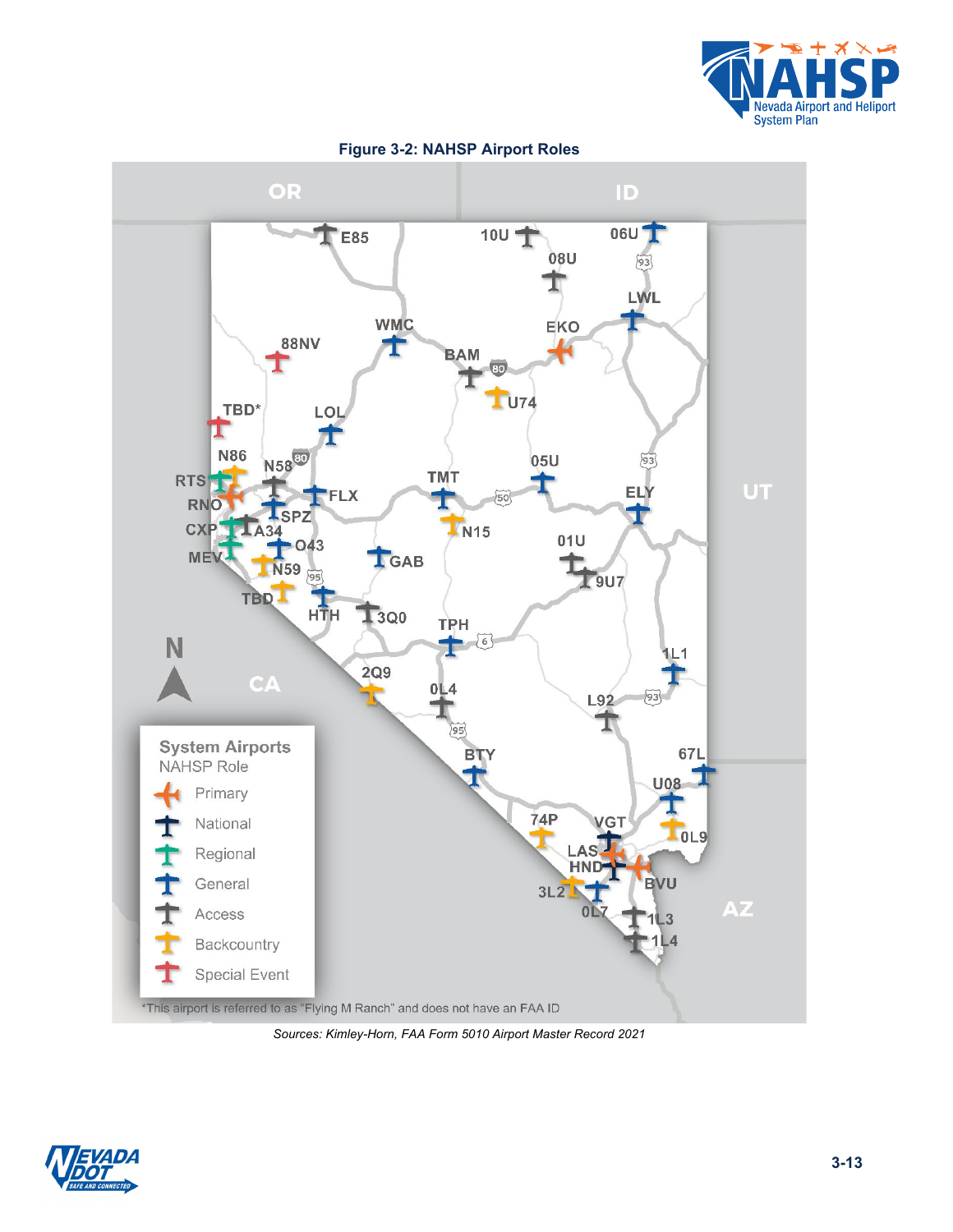**Figure 3-2: NAHSP Airport Roles**

*This airport is referred to as "Flying M Ranch" and does not have an FAA ID

*Sources: Kimley-Horn, FAA Form 5010 Airport Master Record 2021*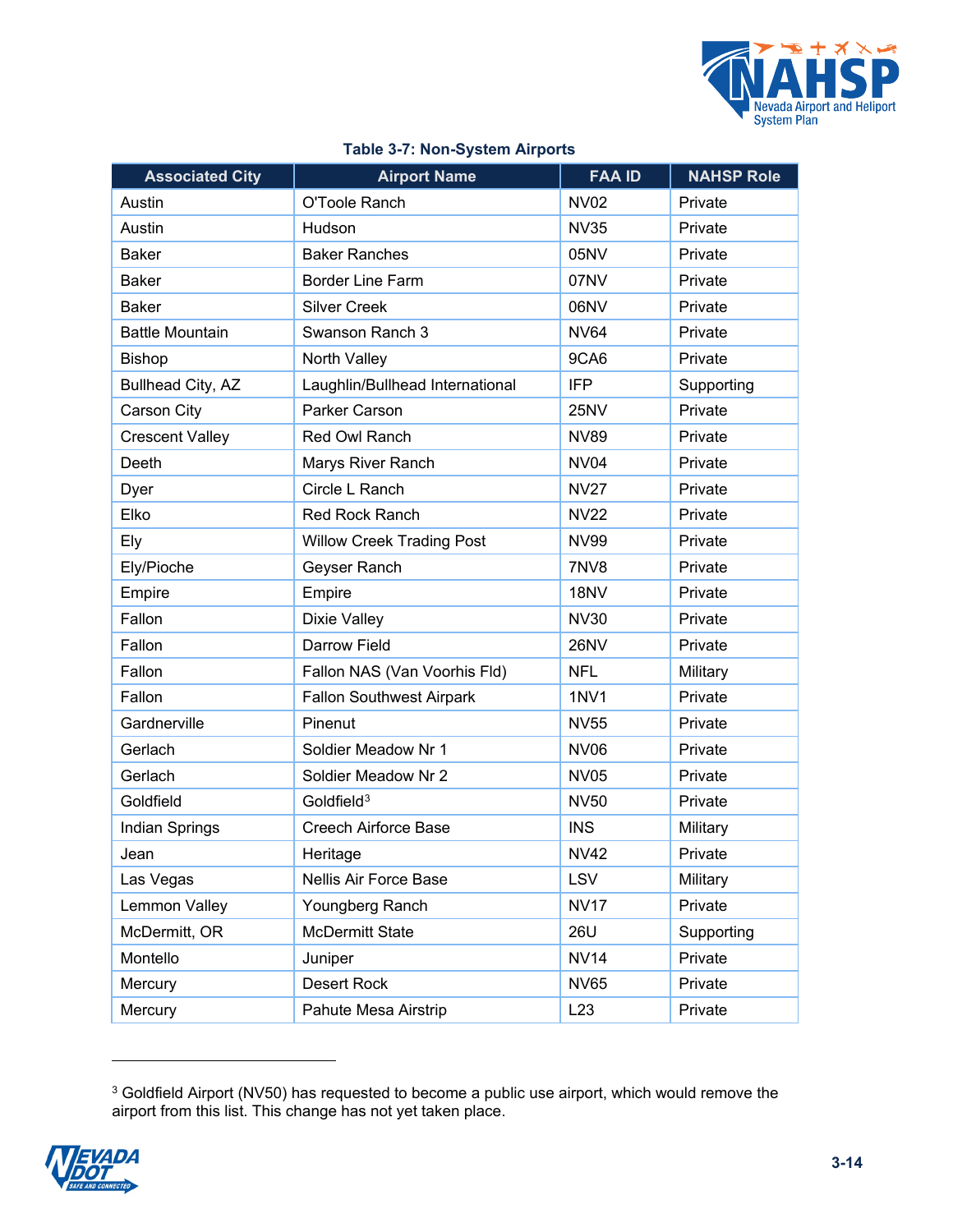**Table 3-7: Non-System Airports**

| Associated City | Airport Name | FAA ID | NAHSP Role |
|---|---|---|---|
| Austin | O'Toole Ranch | NV02 | Private |
| Austin | Hudson | NV35 | Private |
| Baker | Baker Ranches | 05NV | Private |
| Baker | Border Line Farm | 07NV | Private |
| Baker | Silver Creek | 06NV | Private |
| Battle Mountain | Swanson Ranch 3 | NV64 | Private |
| Bishop | North Valley | 9CA6 | Private |
| Bullhead City, AZ | Laughlin/Bullhead International | IFP | Supporting |
| Carson City | Parker Carson | 25NV | Private |
| Crescent Valley | Red Owl Ranch | NV89 | Private |
| Deeth | Marys River Ranch | NV04 | Private |
| Dyer | Circle L Ranch | NV27 | Private |
| Elko | Red Rock Ranch | NV22 | Private |
| Ely | Willow Creek Trading Post | NV99 | Private |
| Ely/Pioche | Geyser Ranch | 7NV8 | Private |
| Empire | Empire | 18NV | Private |
| Fallon | Dixie Valley | NV30 | Private |
| Fallon | Darrow Field | 26NV | Private |
| Fallon | Fallon NAS (Van Voorhis Fld) | NFL | Military |
| Fallon | Fallon Southwest Airpark | 1NV1 | Private |
| Gardnerville | Pinenut | NV55 | Private |
| Gerlach | Soldier Meadow Nr 1 | NV06 | Private |
| Gerlach | Soldier Meadow Nr 2 | NV05 | Private |
| Goldfield | Goldfield[3] | NV50 | Private |
| Indian Springs | Creech Airforce Base | INS | Military |
| Jean | Heritage | NV42 | Private |
| Las Vegas | Nellis Air Force Base | LSV | Military |
| Lemmon Valley | Youngberg Ranch | NV17 | Private |
| McDermitt, OR | McDermitt State | 26U | Supporting |
| Montello | Juniper | NV14 | Private |
| Mercury | Desert Rock | NV65 | Private |
| Mercury | Pahute Mesa Airstrip | L23 | Private |

[3] Goldfield Airport (NV50) has requested to become a public use airport, which would remove the airport from this list. This change has not yet taken place.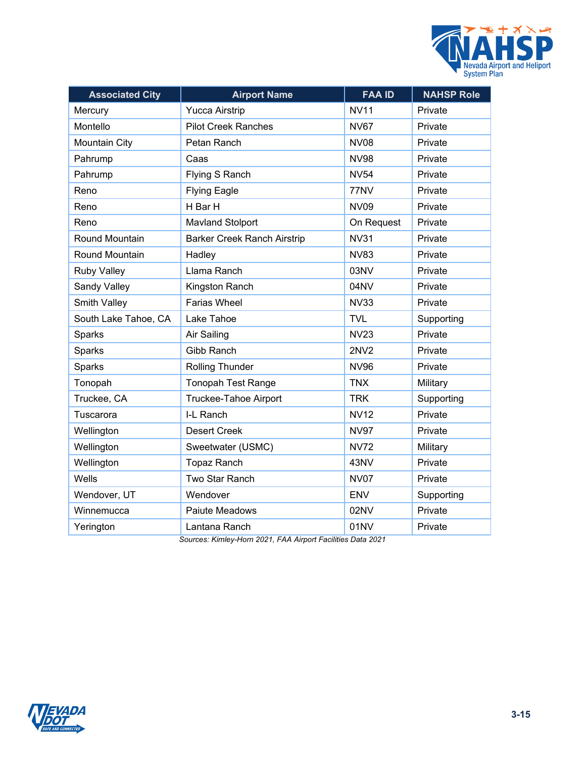| Associated City | Airport Name | FAA ID | NAHSP Role |
|---|---|---|---|
| Mercury | Yucca Airstrip | NV11 | Private |
| Montello | Pilot Creek Ranches | NV67 | Private |
| Mountain City | Petan Ranch | NV08 | Private |
| Pahrump | Caas | NV98 | Private |
| Pahrump | Flying S Ranch | NV54 | Private |
| Reno | Flying Eagle | 77NV | Private |
| Reno | H Bar H | NV09 | Private |
| Reno | Mavland Stolport | On Request | Private |
| Round Mountain | Barker Creek Ranch Airstrip | NV31 | Private |
| Round Mountain | Hadley | NV83 | Private |
| Ruby Valley | Llama Ranch | 03NV | Private |
| Sandy Valley | Kingston Ranch | 04NV | Private |
| Smith Valley | Farias Wheel | NV33 | Private |
| South Lake Tahoe, CA | Lake Tahoe | TVL | Supporting |
| Sparks | Air Sailing | NV23 | Private |
| Sparks | Gibb Ranch | 2NV2 | Private |
| Sparks | Rolling Thunder | NV96 | Private |
| Tonopah | Tonopah Test Range | TNX | Military |
| Truckee, CA | Truckee-Tahoe Airport | TRK | Supporting |
| Tuscarora | I-L Ranch | NV12 | Private |
| Wellington | Desert Creek | NV97 | Private |
| Wellington | Sweetwater (USMC) | NV72 | Military |
| Wellington | Topaz Ranch | 43NV | Private |
| Wells | Two Star Ranch | NV07 | Private |
| Wendover, UT | Wendover | ENV | Supporting |
| Winnemucca | Paiute Meadows | 02NV | Private |
| Yerington | Lantana Ranch | 01NV | Private |

*Sources: Kimley-Horn 2021, FAA Airport Facilities Data 2021*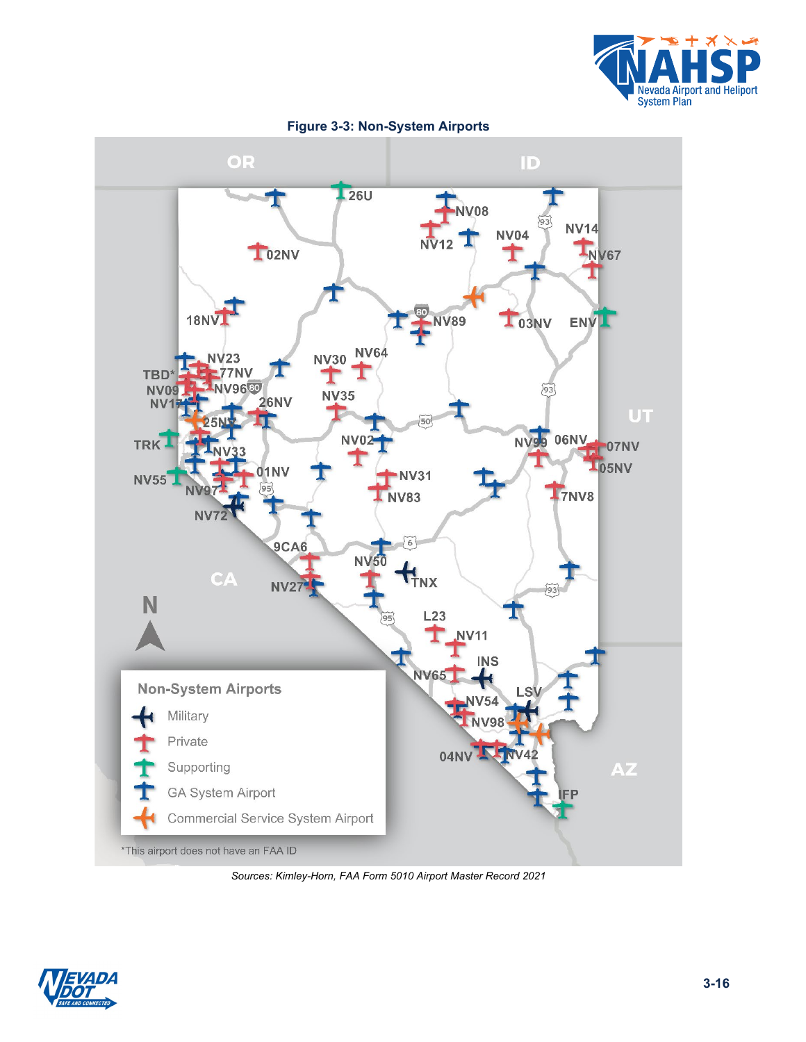**Figure 3-3: Non-System Airports**

Non-System Airports

- Military
- Private
- Supporting
- GA System Airport
- Commercial Service System Airport

*This airport does not have an FAA ID

*Sources: Kimley-Horn, FAA Form 5010 Airport Master Record 2021*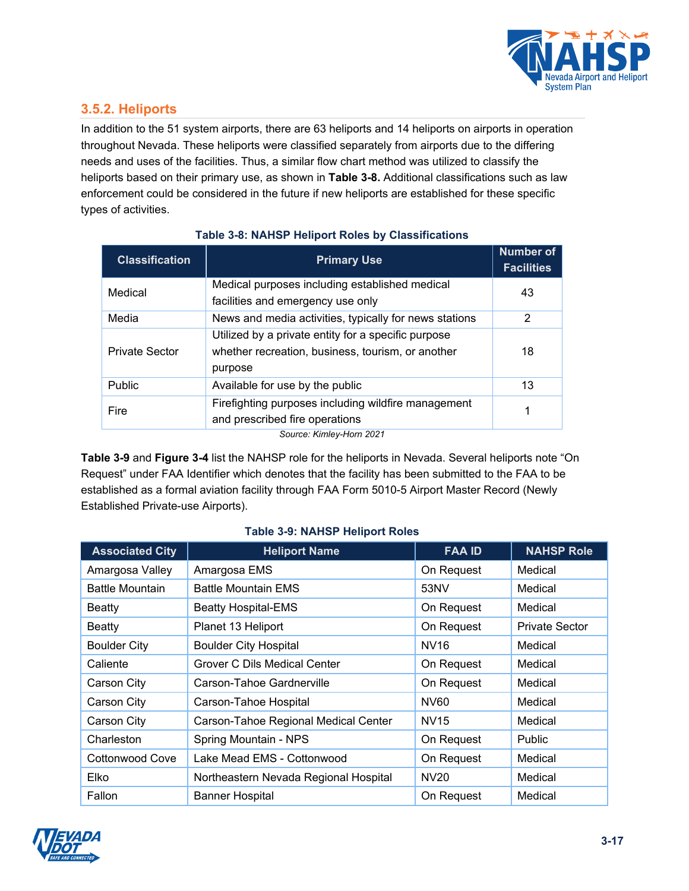### 3.5.2. Heliports

In addition to the 51 system airports, there are 63 heliports and 14 heliports on airports in operation throughout Nevada. These heliports were classified separately from airports due to the differing needs and uses of the facilities. Thus, a similar flow chart method was utilized to classify the heliports based on their primary use, as shown in **Table 3-8.** Additional classifications such as law enforcement could be considered in the future if new heliports are established for these specific types of activities.

**Table 3-8: NAHSP Heliport Roles by Classifications**

| Classification | Primary Use | Number of Facilities |
|---|---|---|
| Medical | Medical purposes including established medical facilities and emergency use only | 43 |
| Media | News and media activities, typically for news stations | 2 |
| Private Sector | Utilized by a private entity for a specific purpose whether recreation, business, tourism, or another purpose | 18 |
| Public | Available for use by the public | 13 |
| Fire | Firefighting purposes including wildfire management and prescribed fire operations | 1 |

*Source: Kimley-Horn 2021*

**Table 3-9** and **Figure 3-4** list the NAHSP role for the heliports in Nevada. Several heliports note "On Request" under FAA Identifier which denotes that the facility has been submitted to the FAA to be established as a formal aviation facility through FAA Form 5010-5 Airport Master Record (Newly Established Private-use Airports).

**Table 3-9: NAHSP Heliport Roles**

| Associated City | Heliport Name | FAA ID | NAHSP Role |
|---|---|---|---|
| Amargosa Valley | Amargosa EMS | On Request | Medical |
| Battle Mountain | Battle Mountain EMS | 53NV | Medical |
| Beatty | Beatty Hospital-EMS | On Request | Medical |
| Beatty | Planet 13 Heliport | On Request | Private Sector |
| Boulder City | Boulder City Hospital | NV16 | Medical |
| Caliente | Grover C Dils Medical Center | On Request | Medical |
| Carson City | Carson-Tahoe Gardnerville | On Request | Medical |
| Carson City | Carson-Tahoe Hospital | NV60 | Medical |
| Carson City | Carson-Tahoe Regional Medical Center | NV15 | Medical |
| Charleston | Spring Mountain - NPS | On Request | Public |
| Cottonwood Cove | Lake Mead EMS - Cottonwood | On Request | Medical |
| Elko | Northeastern Nevada Regional Hospital | NV20 | Medical |
| Fallon | Banner Hospital | On Request | Medical |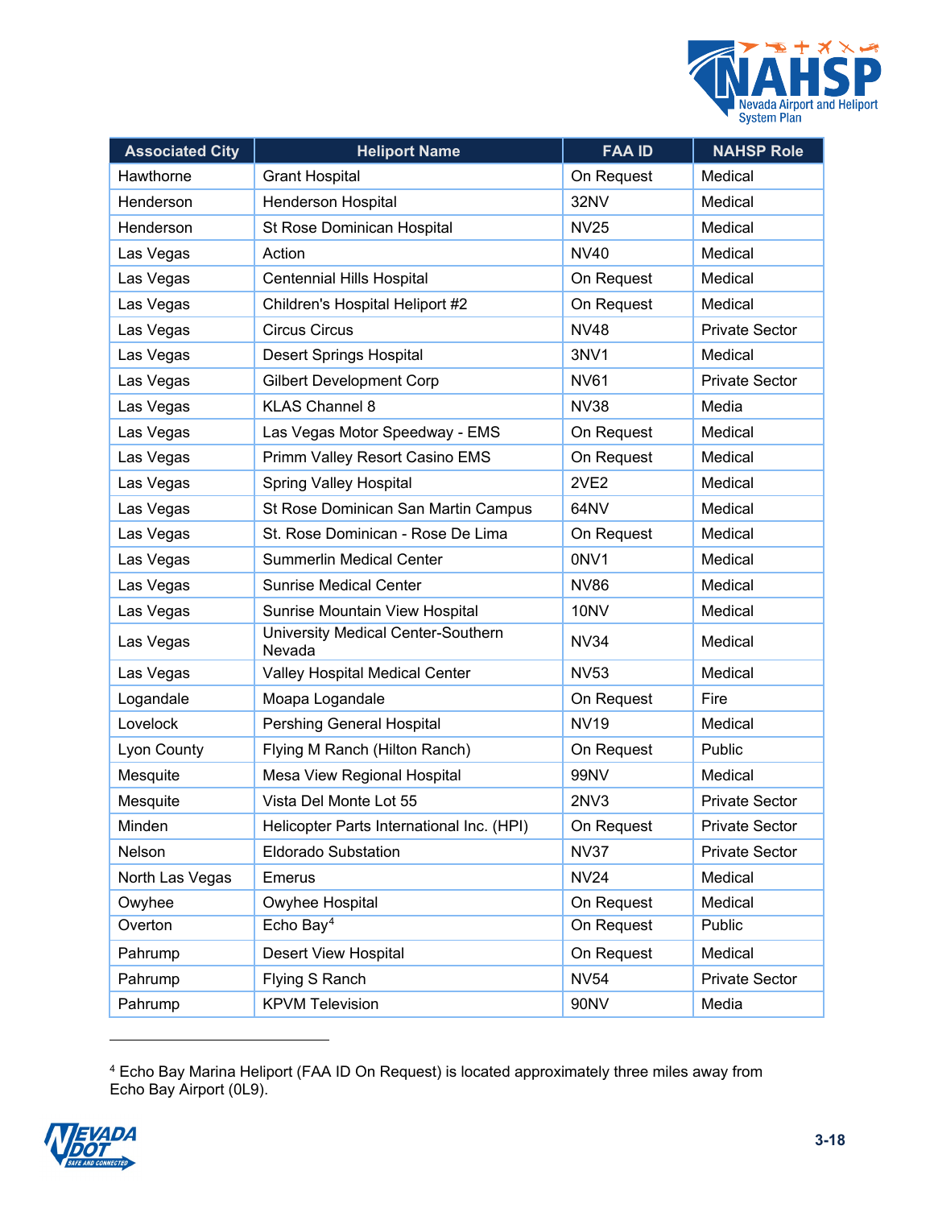| Associated City | Heliport Name | FAA ID | NAHSP Role |
|---|---|---|---|
| Hawthorne | Grant Hospital | On Request | Medical |
| Henderson | Henderson Hospital | 32NV | Medical |
| Henderson | St Rose Dominican Hospital | NV25 | Medical |
| Las Vegas | Action | NV40 | Medical |
| Las Vegas | Centennial Hills Hospital | On Request | Medical |
| Las Vegas | Children's Hospital Heliport #2 | On Request | Medical |
| Las Vegas | Circus Circus | NV48 | Private Sector |
| Las Vegas | Desert Springs Hospital | 3NV1 | Medical |
| Las Vegas | Gilbert Development Corp | NV61 | Private Sector |
| Las Vegas | KLAS Channel 8 | NV38 | Media |
| Las Vegas | Las Vegas Motor Speedway - EMS | On Request | Medical |
| Las Vegas | Primm Valley Resort Casino EMS | On Request | Medical |
| Las Vegas | Spring Valley Hospital | 2VE2 | Medical |
| Las Vegas | St Rose Dominican San Martin Campus | 64NV | Medical |
| Las Vegas | St. Rose Dominican - Rose De Lima | On Request | Medical |
| Las Vegas | Summerlin Medical Center | 0NV1 | Medical |
| Las Vegas | Sunrise Medical Center | NV86 | Medical |
| Las Vegas | Sunrise Mountain View Hospital | 10NV | Medical |
| Las Vegas | University Medical Center-Southern Nevada | NV34 | Medical |
| Las Vegas | Valley Hospital Medical Center | NV53 | Medical |
| Logandale | Moapa Logandale | On Request | Fire |
| Lovelock | Pershing General Hospital | NV19 | Medical |
| Lyon County | Flying M Ranch (Hilton Ranch) | On Request | Public |
| Mesquite | Mesa View Regional Hospital | 99NV | Medical |
| Mesquite | Vista Del Monte Lot 55 | 2NV3 | Private Sector |
| Minden | Helicopter Parts International Inc. (HPI) | On Request | Private Sector |
| Nelson | Eldorado Substation | NV37 | Private Sector |
| North Las Vegas | Emerus | NV24 | Medical |
| Owyhee | Owyhee Hospital | On Request | Medical |
| Overton | Echo Bay[4] | On Request | Public |
| Pahrump | Desert View Hospital | On Request | Medical |
| Pahrump | Flying S Ranch | NV54 | Private Sector |
| Pahrump | KPVM Television | 90NV | Media |

[4] Echo Bay Marina Heliport (FAA ID On Request) is located approximately three miles away from Echo Bay Airport (0L9).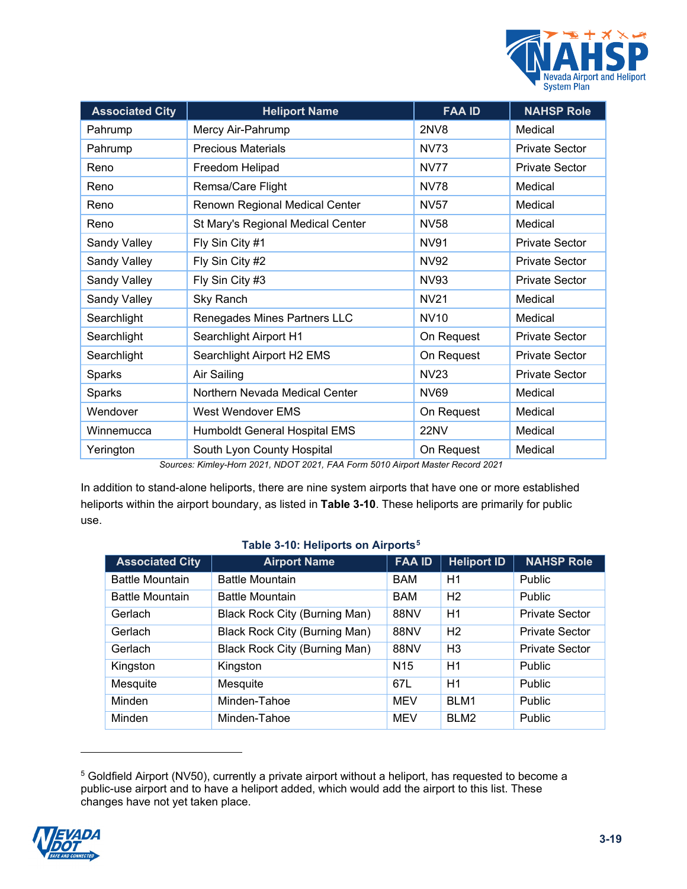| Associated City | Heliport Name | FAA ID | NAHSP Role |
|---|---|---|---|
| Pahrump | Mercy Air-Pahrump | 2NV8 | Medical |
| Pahrump | Precious Materials | NV73 | Private Sector |
| Reno | Freedom Helipad | NV77 | Private Sector |
| Reno | Remsa/Care Flight | NV78 | Medical |
| Reno | Renown Regional Medical Center | NV57 | Medical |
| Reno | St Mary's Regional Medical Center | NV58 | Medical |
| Sandy Valley | Fly Sin City #1 | NV91 | Private Sector |
| Sandy Valley | Fly Sin City #2 | NV92 | Private Sector |
| Sandy Valley | Fly Sin City #3 | NV93 | Private Sector |
| Sandy Valley | Sky Ranch | NV21 | Medical |
| Searchlight | Renegades Mines Partners LLC | NV10 | Medical |
| Searchlight | Searchlight Airport H1 | On Request | Private Sector |
| Searchlight | Searchlight Airport H2 EMS | On Request | Private Sector |
| Sparks | Air Sailing | NV23 | Private Sector |
| Sparks | Northern Nevada Medical Center | NV69 | Medical |
| Wendover | West Wendover EMS | On Request | Medical |
| Winnemucca | Humboldt General Hospital EMS | 22NV | Medical |
| Yerington | South Lyon County Hospital | On Request | Medical |

*Sources: Kimley-Horn 2021, NDOT 2021, FAA Form 5010 Airport Master Record 2021*

In addition to stand-alone heliports, there are nine system airports that have one or more established heliports within the airport boundary, as listed in **Table 3-10**. These heliports are primarily for public use.

**Table 3-10: Heliports on Airports**[5]

| Associated City | Airport Name | FAA ID | Heliport ID | NAHSP Role |
|---|---|---|---|---|
| Battle Mountain | Battle Mountain | BAM | H1 | Public |
| Battle Mountain | Battle Mountain | BAM | H2 | Public |
| Gerlach | Black Rock City (Burning Man) | 88NV | H1 | Private Sector |
| Gerlach | Black Rock City (Burning Man) | 88NV | H2 | Private Sector |
| Gerlach | Black Rock City (Burning Man) | 88NV | H3 | Private Sector |
| Kingston | Kingston | N15 | H1 | Public |
| Mesquite | Mesquite | 67L | H1 | Public |
| Minden | Minden-Tahoe | MEV | BLM1 | Public |
| Minden | Minden-Tahoe | MEV | BLM2 | Public |

[5] Goldfield Airport (NV50), currently a private airport without a heliport, has requested to become a public-use airport and to have a heliport added, which would add the airport to this list. These changes have not yet taken place.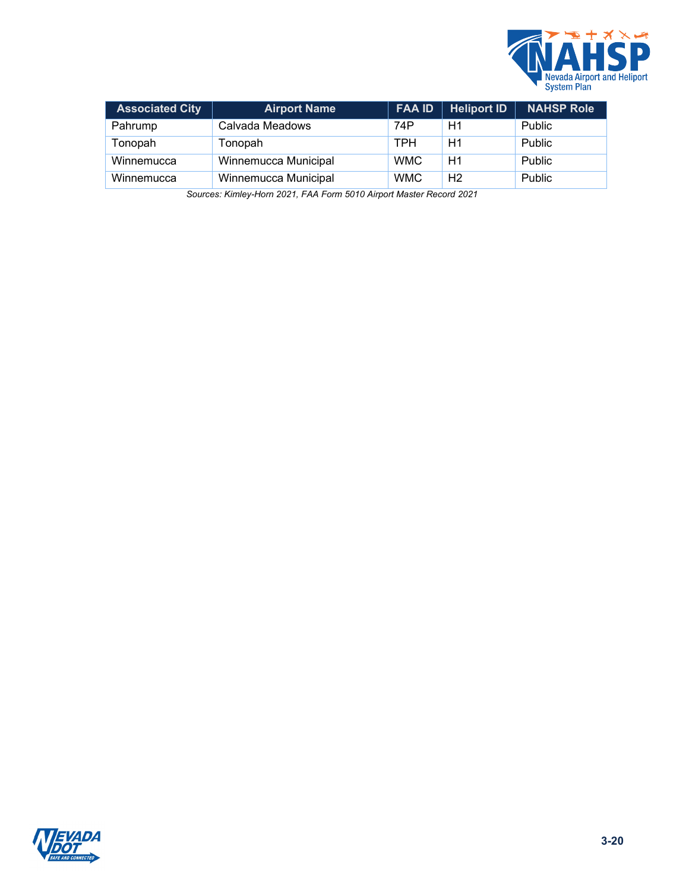| Associated City | Airport Name | FAA ID | Heliport ID | NAHSP Role |
|---|---|---|---|---|
| Pahrump | Calvada Meadows | 74P | H1 | Public |
| Tonopah | Tonopah | TPH | H1 | Public |
| Winnemucca | Winnemucca Municipal | WMC | H1 | Public |
| Winnemucca | Winnemucca Municipal | WMC | H2 | Public |

*Sources: Kimley-Horn 2021, FAA Form 5010 Airport Master Record 2021*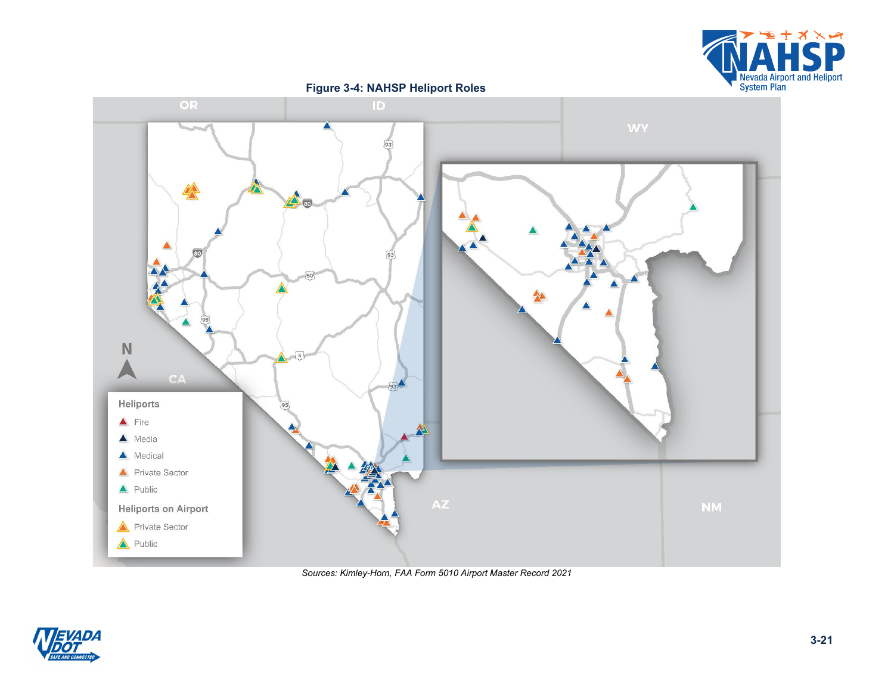**Figure 3-4: NAHSP Heliport Roles**

OR
ID
WY
CA
AZ
NM
N

Heliports
Fire
Media
Medical
Private Sector
Public

Heliports on Airport
Private Sector
Public

*Sources: Kimley-Horn, FAA Form 5010 Airport Master Record 2021*